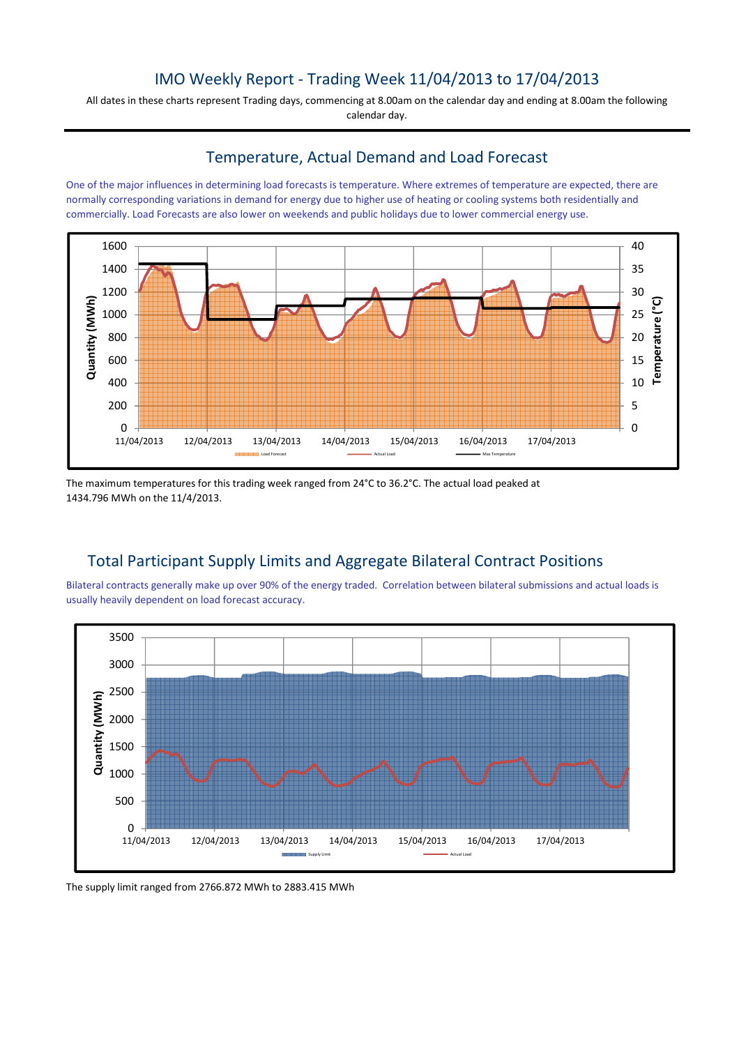# IMO Weekly Report - Trading Week 11/04/2013 to 17/04/2013

All dates in these charts represent Trading days, commencing at 8.00am on the calendar day and ending at 8.00am the following calendar day.

## Temperature, Actual Demand and Load Forecast

One of the major influences in determining load forecasts is temperature. Where extremes of temperature are expected, there are normally corresponding variations in demand for energy due to higher use of heating or cooling systems both residentially and commercially. Load Forecasts are also lower on weekends and public holidays due to lower commercial energy use.

The maximum temperatures for this trading week ranged from 24°C to 36.2°C. The actual load peaked at 1434.796 MWh on the 11/4/2013.

## Total Participant Supply Limits and Aggregate Bilateral Contract Positions

Bilateral contracts generally make up over 90% of the energy traded. Correlation between bilateral submissions and actual loads is usually heavily dependent on load forecast accuracy.

The supply limit ranged from 2766.872 MWh to 2883.415 MWh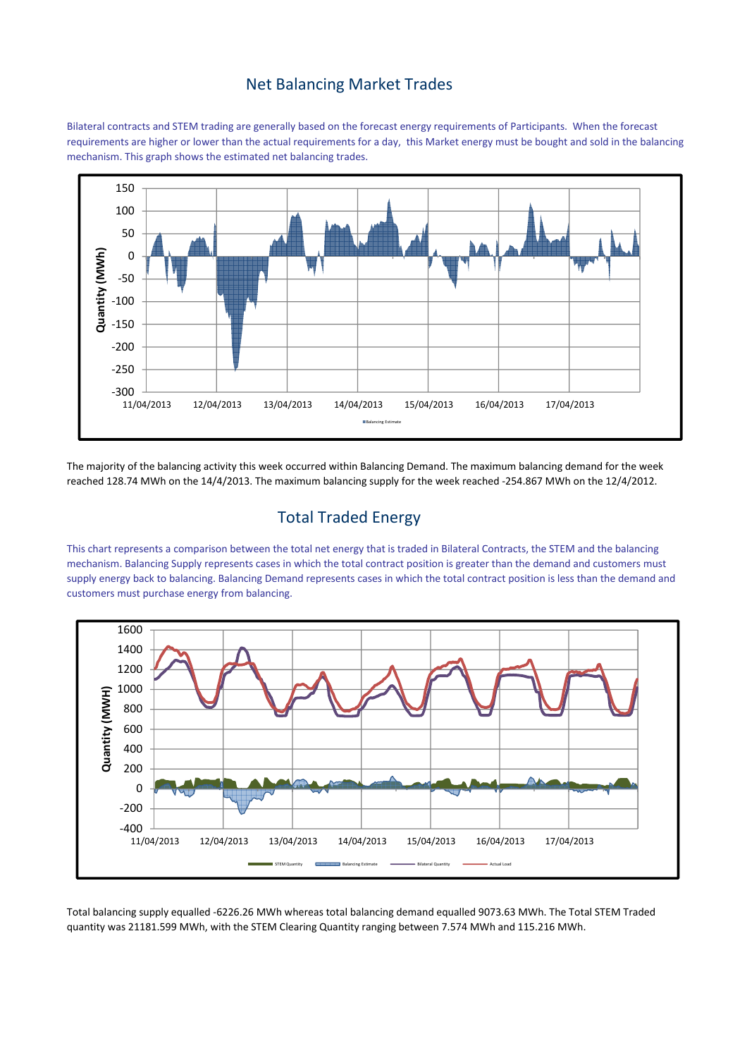## Net Balancing Market Trades

Bilateral contracts and STEM trading are generally based on the forecast energy requirements of Participants. When the forecast requirements are higher or lower than the actual requirements for a day, this Market energy must be bought and sold in the balancing mechanism. This graph shows the estimated net balancing trades.

The majority of the balancing activity this week occurred within Balancing Demand. The maximum balancing demand for the week reached 128.74 MWh on the 14/4/2013. The maximum balancing supply for the week reached -254.867 MWh on the 12/4/2012.

## Total Traded Energy

This chart represents a comparison between the total net energy that is traded in Bilateral Contracts, the STEM and the balancing mechanism. Balancing Supply represents cases in which the total contract position is greater than the demand and customers must supply energy back to balancing. Balancing Demand represents cases in which the total contract position is less than the demand and customers must purchase energy from balancing.

Total balancing supply equalled -6226.26 MWh whereas total balancing demand equalled 9073.63 MWh. The Total STEM Traded quantity was 21181.599 MWh, with the STEM Clearing Quantity ranging between 7.574 MWh and 115.216 MWh.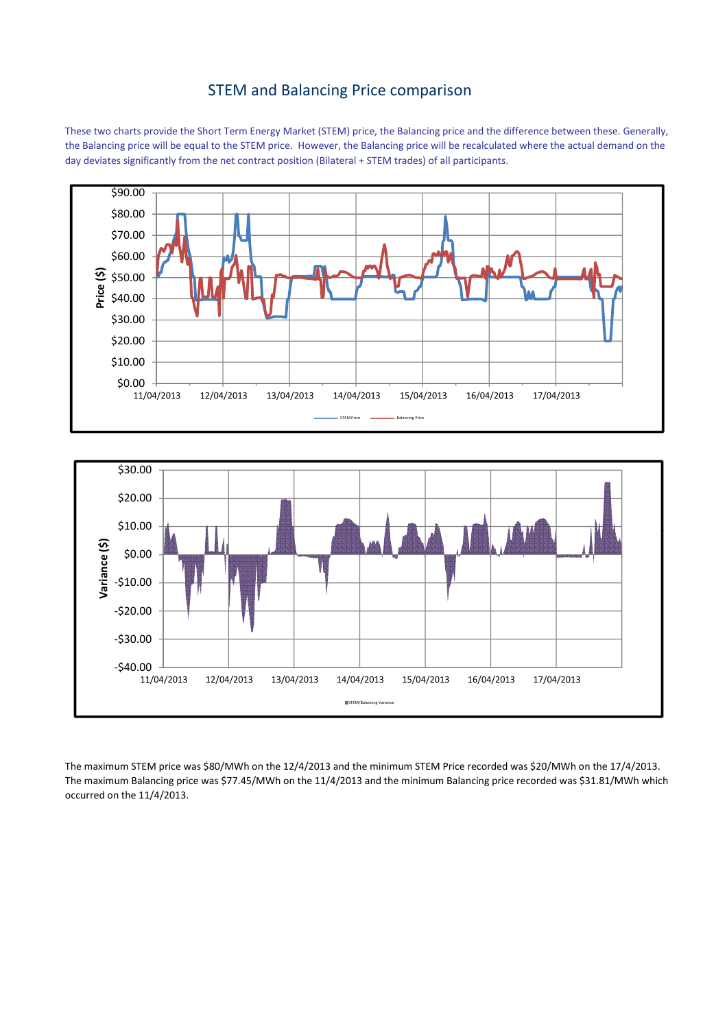# STEM and Balancing Price comparison

These two charts provide the Short Term Energy Market (STEM) price, the Balancing price and the difference between these. Generally, the Balancing price will be equal to the STEM price. However, the Balancing price will be recalculated where the actual demand on the day deviates significantly from the net contract position (Bilateral + STEM trades) of all participants.

$90.00
$80.00
$70.00
$60.00
$50.00
$40.00
$30.00
$20.00
$10.00
$0.00

Price ($)

11/04/2013 12/04/2013 13/04/2013 14/04/2013 15/04/2013 16/04/2013 17/04/2013

STEM Price
Balancing Price

$30.00
$20.00
$10.00
$0.00
-$10.00
-$20.00
-$30.00
-$40.00

Variance ($)

11/04/2013 12/04/2013 13/04/2013 14/04/2013 15/04/2013 16/04/2013 17/04/2013

STEM/Balancing Variance

The maximum STEM price was $80/MWh on the 12/4/2013 and the minimum STEM Price recorded was $20/MWh on the 17/4/2013. The maximum Balancing price was $77.45/MWh on the 11/4/2013 and the minimum Balancing price recorded was $31.81/MWh which occurred on the 11/4/2013.